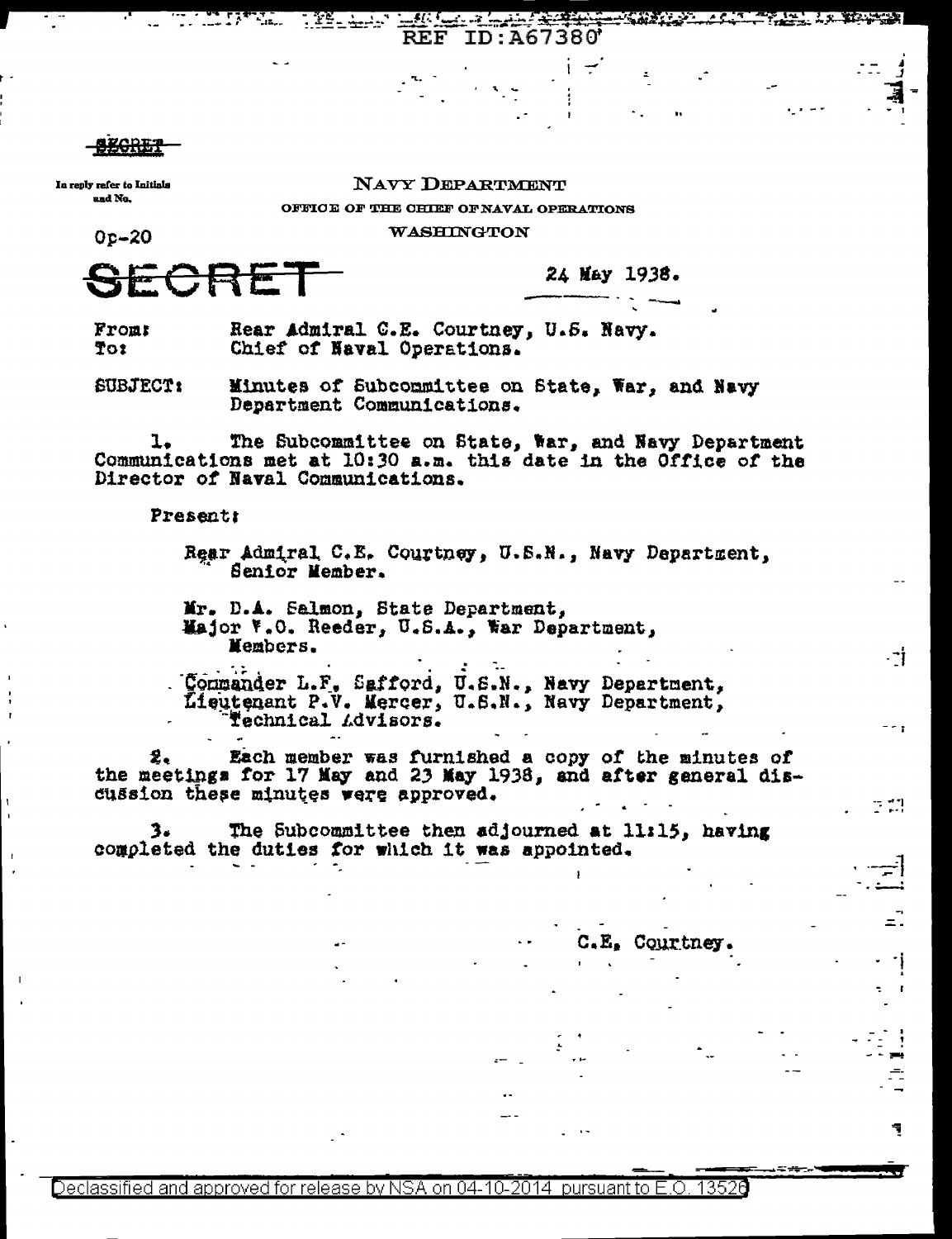REF ID:A67380

~~SECRET~~

In reply refer to Initials and No.

Op-20

NAVY DEPARTMENT

OFFICE OF THE CHIEF OF NAVAL OPERATIONS

WASHINGTON

~~SECRET~~

24 May 1938.

From: Rear Admiral C.E. Courtney, U.S. Navy.
To: Chief of Naval Operations.

SUBJECT: Minutes of Subcommittee on State, War, and Navy Department Communications.

1. The Subcommittee on State, War, and Navy Department Communications met at 10:30 a.m. this date in the Office of the Director of Naval Communications.

Present:

Rear Admiral C.E. Courtney, U.S.N., Navy Department, Senior Member.

Mr. D.A. Salmon, State Department,
Major W.O. Reeder, U.S.A., War Department,
Members.

Commander L.F. Safford, U.S.N., Navy Department,
Lieutenant P.V. Mercer, U.S.N., Navy Department,
Technical Advisors.

2. Each member was furnished a copy of the minutes of the meetings for 17 May and 23 May 1938, and after general discussion these minutes were approved.

3. The Subcommittee then adjourned at 11:15, having completed the duties for which it was appointed.

C.E. Courtney.

Declassified and approved for release by NSA on 04-10-2014 pursuant to E.O. 13526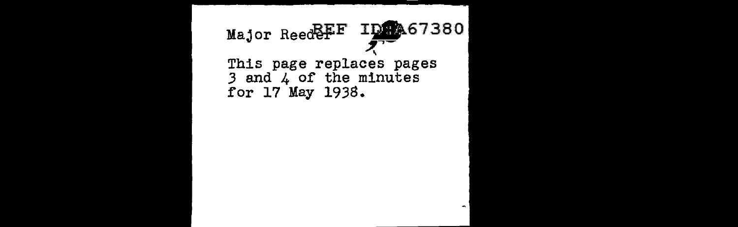Major Reeder REF ID:A67380

This page replaces pages 3 and 4 of the minutes for 17 May 1938.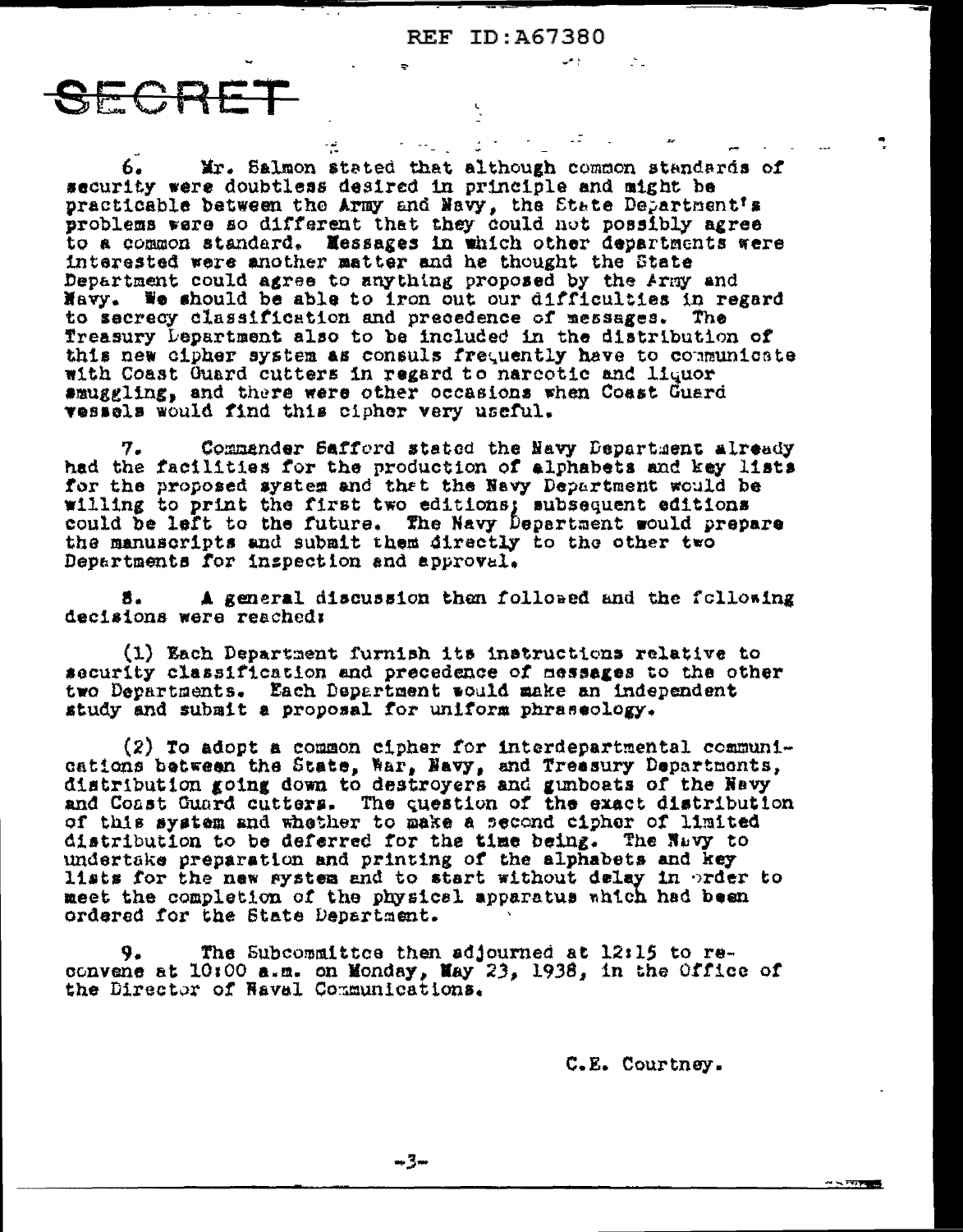REF ID:A67380

SECRET

6. Mr. Salmon stated that although common standards of security were doubtless desired in principle and might be practicable between the Army and Navy, the State Department's problems were so different that they could not possibly agree to a common standard. Messages in which other departments were interested were another matter and he thought the State Department could agree to anything proposed by the Army and Navy. We should be able to iron out our difficulties in regard to secrecy classification and precedence of messages. The Treasury Department also to be included in the distribution of this new cipher system as consuls frequently have to communicate with Coast Guard cutters in regard to narcotic and liquor smuggling, and there were other occasions when Coast Guard vessels would find this cipher very useful.

7. Commander Safford stated the Navy Department already had the facilities for the production of alphabets and key lists for the proposed system and that the Navy Department would be willing to print the first two editions; subsequent editions could be left to the future. The Navy Department would prepare the manuscripts and submit them directly to the other two Departments for inspection and approval.

8. A general discussion then followed and the following decisions were reached:

(1) Each Department furnish its instructions relative to security classification and precedence of messages to the other two Departments. Each Department would make an independent study and submit a proposal for uniform phraseology.

(2) To adopt a common cipher for interdepartmental communications between the State, War, Navy, and Treasury Departments, distribution going down to destroyers and gunboats of the Navy and Coast Guard cutters. The question of the exact distribution of this system and whether to make a second cipher of limited distribution to be deferred for the time being. The Navy to undertake preparation and printing of the alphabets and key lists for the new system and to start without delay in order to meet the completion of the physical apparatus which had been ordered for the State Department.

9. The Subcommittee then adjourned at 12:15 to reconvene at 10:00 a.m. on Monday, May 23, 1938, in the Office of the Director of Naval Communications.

C.E. Courtney.